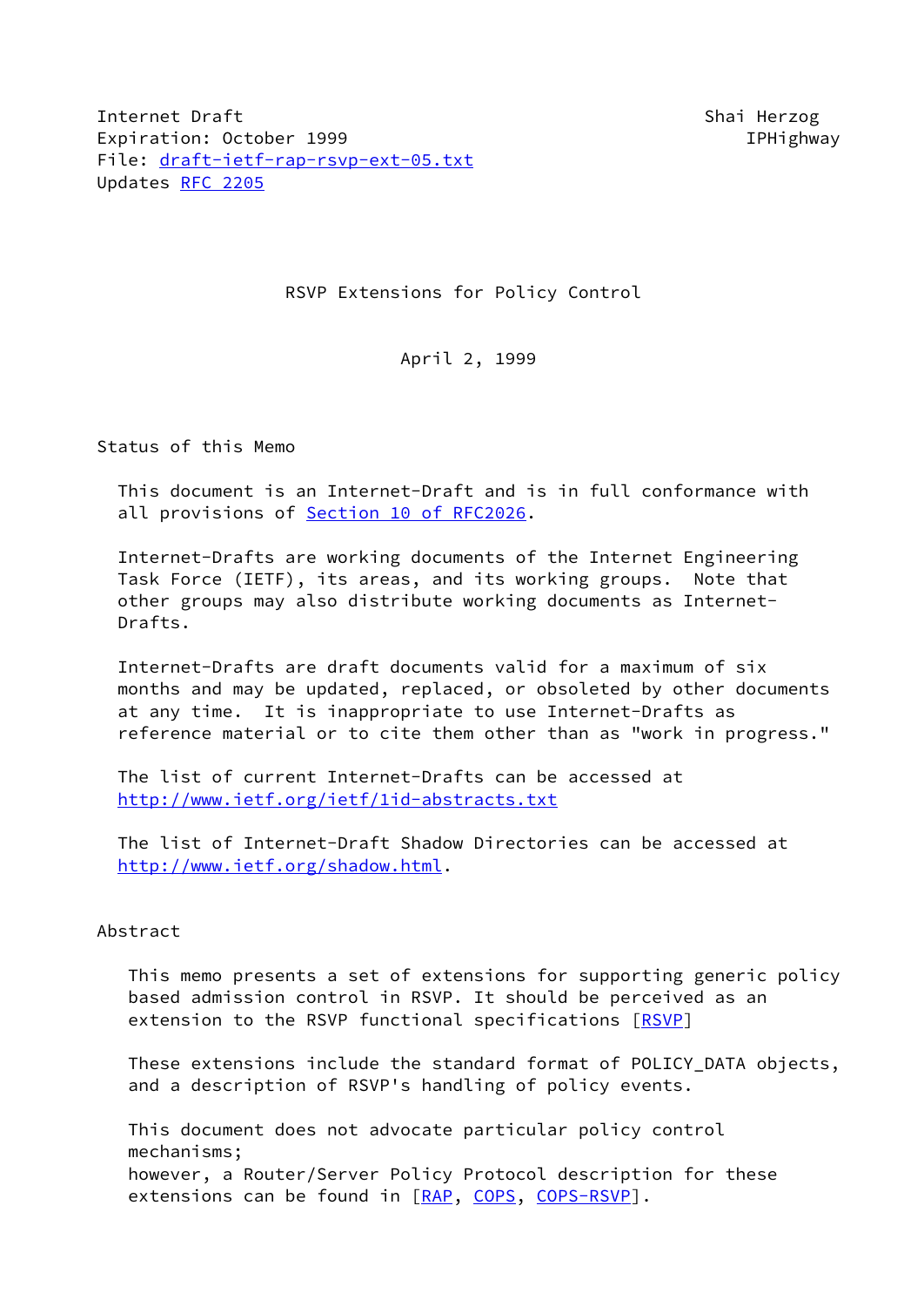Internet Draft                                          Shai Herzog
Expiration: October 1999                                  IPHighway
File: draft-ietf-rap-rsvp-ext-05.txt
Updates RFC 2205

# RSVP Extensions for Policy Control

April 2, 1999

## Status of this Memo

This document is an Internet-Draft and is in full conformance with all provisions of Section 10 of RFC2026.

Internet-Drafts are working documents of the Internet Engineering Task Force (IETF), its areas, and its working groups. Note that other groups may also distribute working documents as Internet-Drafts.

Internet-Drafts are draft documents valid for a maximum of six months and may be updated, replaced, or obsoleted by other documents at any time. It is inappropriate to use Internet-Drafts as reference material or to cite them other than as "work in progress."

The list of current Internet-Drafts can be accessed at http://www.ietf.org/ietf/1id-abstracts.txt

The list of Internet-Draft Shadow Directories can be accessed at http://www.ietf.org/shadow.html.

## Abstract

This memo presents a set of extensions for supporting generic policy based admission control in RSVP. It should be perceived as an extension to the RSVP functional specifications [RSVP]

These extensions include the standard format of POLICY_DATA objects, and a description of RSVP's handling of policy events.

This document does not advocate particular policy control mechanisms;
however, a Router/Server Policy Protocol description for these extensions can be found in [RAP, COPS, COPS-RSVP].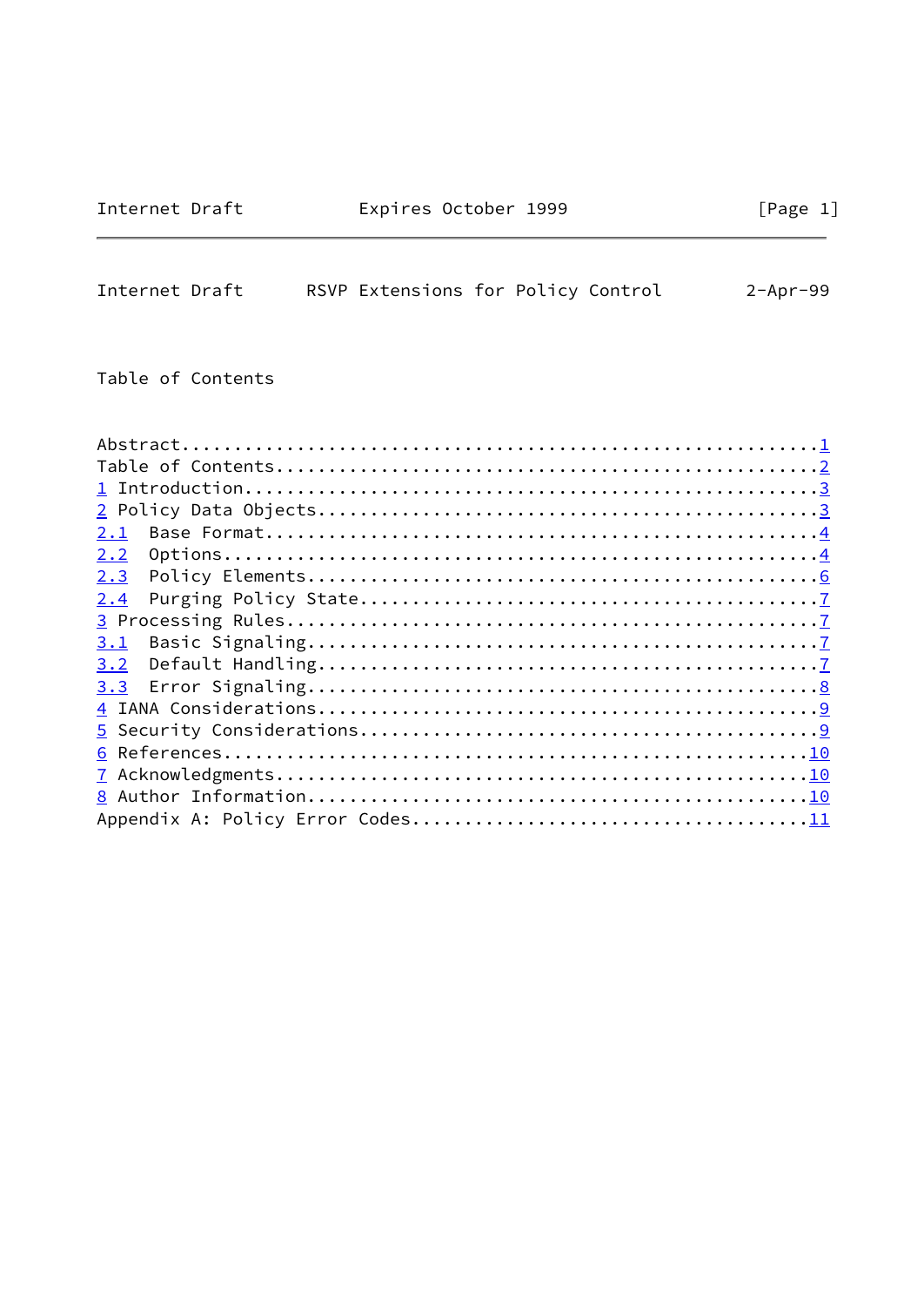Table of Contents

```
Abstract...........................................................1
Table of Contents..................................................2
1 Introduction.....................................................3
2 Policy Data Objects..............................................3
2.1  Base Format...................................................4
2.2  Options.......................................................4
2.3  Policy Elements...............................................6
2.4  Purging Policy State..........................................7
3 Processing Rules.................................................7
3.1  Basic Signaling...............................................7
3.2  Default Handling..............................................7
3.3  Error Signaling...............................................8
4 IANA Considerations..............................................9
5 Security Considerations..........................................9
6 References......................................................10
7 Acknowledgments.................................................10
8 Author Information..............................................10
Appendix A: Policy Error Codes....................................11
```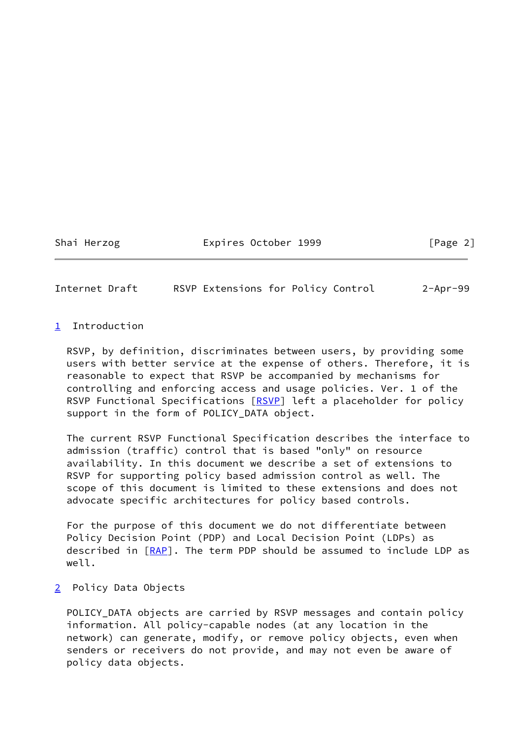# 1 Introduction

RSVP, by definition, discriminates between users, by providing some users with better service at the expense of others. Therefore, it is reasonable to expect that RSVP be accompanied by mechanisms for controlling and enforcing access and usage policies. Ver. 1 of the RSVP Functional Specifications [RSVP] left a placeholder for policy support in the form of POLICY_DATA object.

The current RSVP Functional Specification describes the interface to admission (traffic) control that is based "only" on resource availability. In this document we describe a set of extensions to RSVP for supporting policy based admission control as well. The scope of this document is limited to these extensions and does not advocate specific architectures for policy based controls.

For the purpose of this document we do not differentiate between Policy Decision Point (PDP) and Local Decision Point (LDPs) as described in [RAP]. The term PDP should be assumed to include LDP as well.

# 2 Policy Data Objects

POLICY_DATA objects are carried by RSVP messages and contain policy information. All policy-capable nodes (at any location in the network) can generate, modify, or remove policy objects, even when senders or receivers do not provide, and may not even be aware of policy data objects.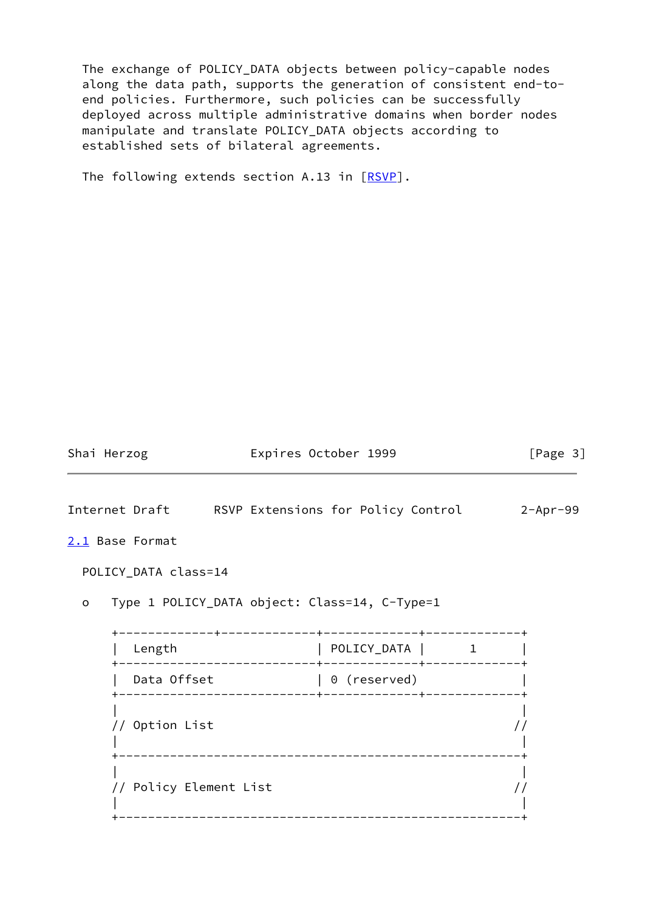The exchange of POLICY_DATA objects between policy-capable nodes along the data path, supports the generation of consistent end-to-end policies. Furthermore, such policies can be successfully deployed across multiple administrative domains when border nodes manipulate and translate POLICY_DATA objects according to established sets of bilateral agreements.

The following extends section A.13 in [RSVP].

## 2.1 Base Format

POLICY_DATA class=14

- Type 1 POLICY_DATA object: Class=14, C-Type=1

```
+-------------+-------------+-------------+-------------+
|  Length                   | POLICY_DATA |      1      |
+---------------------------+-------------+-------------+
|  Data Offset              | 0 (reserved)              |
+---------------------------+-------------+-------------+
|                                                       |
// Option List                                         //
|                                                       |
+-------------------------------------------------------+
|                                                       |
// Policy Element List                                 //
|                                                       |
+-------------------------------------------------------+
```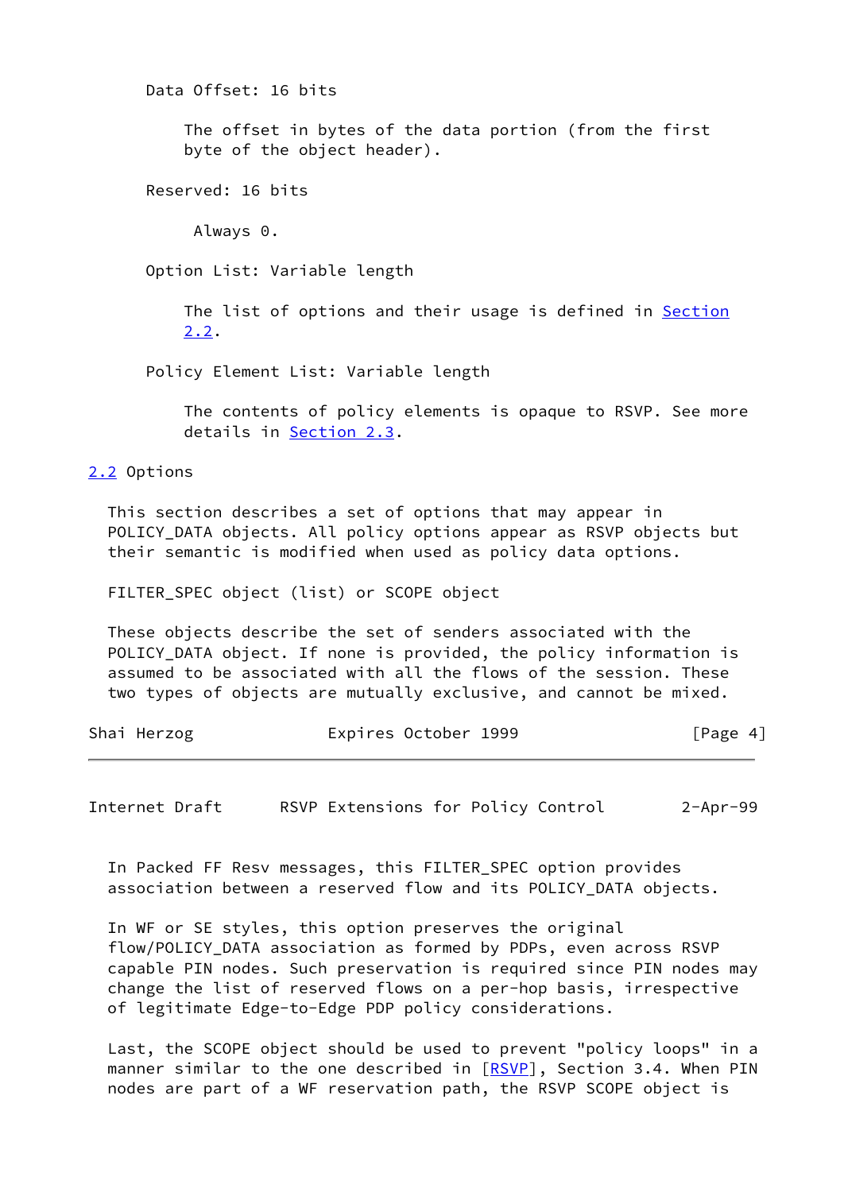Data Offset: 16 bits

The offset in bytes of the data portion (from the first byte of the object header).

Reserved: 16 bits

Always 0.

Option List: Variable length

The list of options and their usage is defined in Section 2.2.

Policy Element List: Variable length

The contents of policy elements is opaque to RSVP. See more details in Section 2.3.

## 2.2 Options

This section describes a set of options that may appear in POLICY_DATA objects. All policy options appear as RSVP objects but their semantic is modified when used as policy data options.

FILTER_SPEC object (list) or SCOPE object

These objects describe the set of senders associated with the POLICY_DATA object. If none is provided, the policy information is assumed to be associated with all the flows of the session. These two types of objects are mutually exclusive, and cannot be mixed.

In Packed FF Resv messages, this FILTER_SPEC option provides association between a reserved flow and its POLICY_DATA objects.

In WF or SE styles, this option preserves the original flow/POLICY_DATA association as formed by PDPs, even across RSVP capable PIN nodes. Such preservation is required since PIN nodes may change the list of reserved flows on a per-hop basis, irrespective of legitimate Edge-to-Edge PDP policy considerations.

Last, the SCOPE object should be used to prevent "policy loops" in a manner similar to the one described in [RSVP], Section 3.4. When PIN nodes are part of a WF reservation path, the RSVP SCOPE object is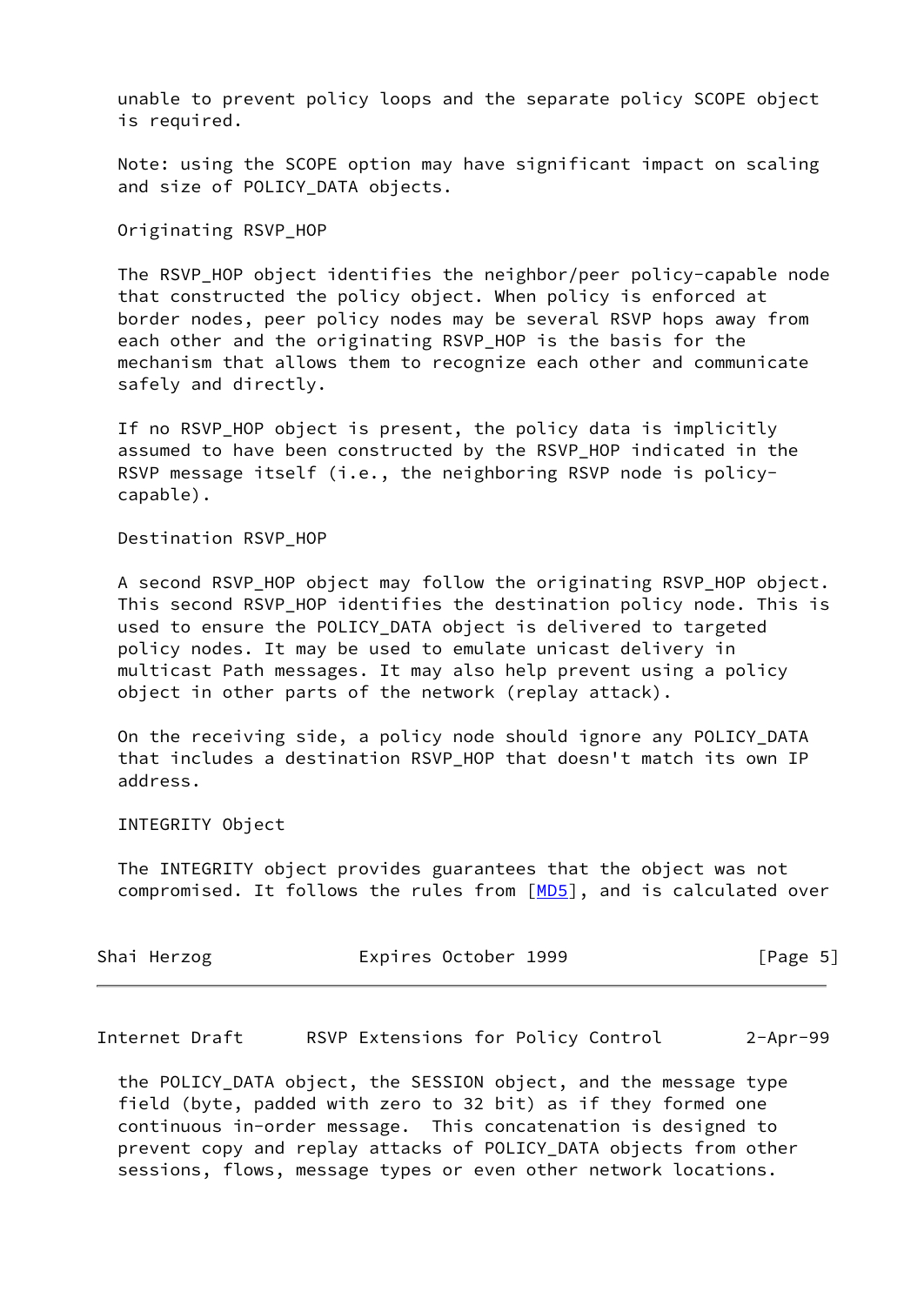unable to prevent policy loops and the separate policy SCOPE object is required.

Note: using the SCOPE option may have significant impact on scaling and size of POLICY_DATA objects.

Originating RSVP_HOP

The RSVP_HOP object identifies the neighbor/peer policy-capable node that constructed the policy object. When policy is enforced at border nodes, peer policy nodes may be several RSVP hops away from each other and the originating RSVP_HOP is the basis for the mechanism that allows them to recognize each other and communicate safely and directly.

If no RSVP_HOP object is present, the policy data is implicitly assumed to have been constructed by the RSVP_HOP indicated in the RSVP message itself (i.e., the neighboring RSVP node is policy-capable).

Destination RSVP_HOP

A second RSVP_HOP object may follow the originating RSVP_HOP object. This second RSVP_HOP identifies the destination policy node. This is used to ensure the POLICY_DATA object is delivered to targeted policy nodes. It may be used to emulate unicast delivery in multicast Path messages. It may also help prevent using a policy object in other parts of the network (replay attack).

On the receiving side, a policy node should ignore any POLICY_DATA that includes a destination RSVP_HOP that doesn't match its own IP address.

INTEGRITY Object

The INTEGRITY object provides guarantees that the object was not compromised. It follows the rules from [MD5], and is calculated over the POLICY_DATA object, the SESSION object, and the message type field (byte, padded with zero to 32 bit) as if they formed one continuous in-order message. This concatenation is designed to prevent copy and replay attacks of POLICY_DATA objects from other sessions, flows, message types or even other network locations.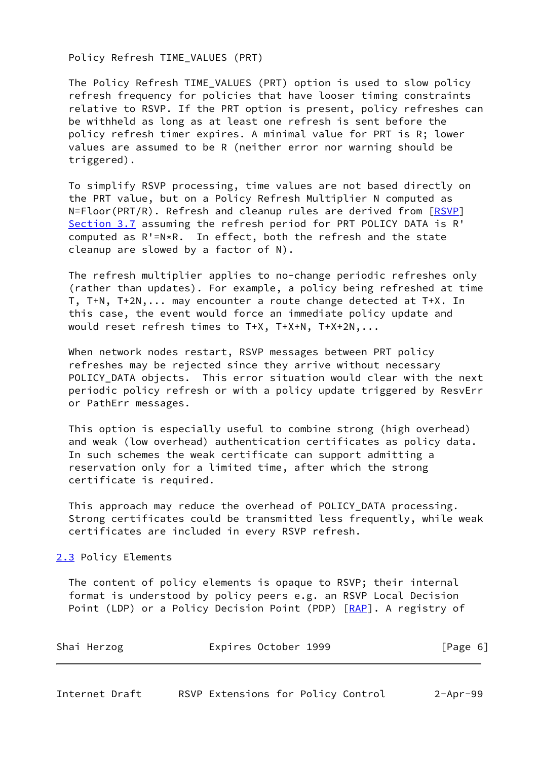Policy Refresh TIME_VALUES (PRT)

The Policy Refresh TIME_VALUES (PRT) option is used to slow policy refresh frequency for policies that have looser timing constraints relative to RSVP. If the PRT option is present, policy refreshes can be withheld as long as at least one refresh is sent before the policy refresh timer expires. A minimal value for PRT is R; lower values are assumed to be R (neither error nor warning should be triggered).

To simplify RSVP processing, time values are not based directly on the PRT value, but on a Policy Refresh Multiplier N computed as N=Floor(PRT/R). Refresh and cleanup rules are derived from [RSVP] Section 3.7 assuming the refresh period for PRT POLICY DATA is R' computed as R'=N*R. In effect, both the refresh and the state cleanup are slowed by a factor of N).

The refresh multiplier applies to no-change periodic refreshes only (rather than updates). For example, a policy being refreshed at time T, T+N, T+2N,... may encounter a route change detected at T+X. In this case, the event would force an immediate policy update and would reset refresh times to T+X, T+X+N, T+X+2N,...

When network nodes restart, RSVP messages between PRT policy refreshes may be rejected since they arrive without necessary POLICY_DATA objects. This error situation would clear with the next periodic policy refresh or with a policy update triggered by ResvErr or PathErr messages.

This option is especially useful to combine strong (high overhead) and weak (low overhead) authentication certificates as policy data. In such schemes the weak certificate can support admitting a reservation only for a limited time, after which the strong certificate is required.

This approach may reduce the overhead of POLICY_DATA processing. Strong certificates could be transmitted less frequently, while weak certificates are included in every RSVP refresh.

## 2.3 Policy Elements

The content of policy elements is opaque to RSVP; their internal format is understood by policy peers e.g. an RSVP Local Decision Point (LDP) or a Policy Decision Point (PDP) [RAP]. A registry of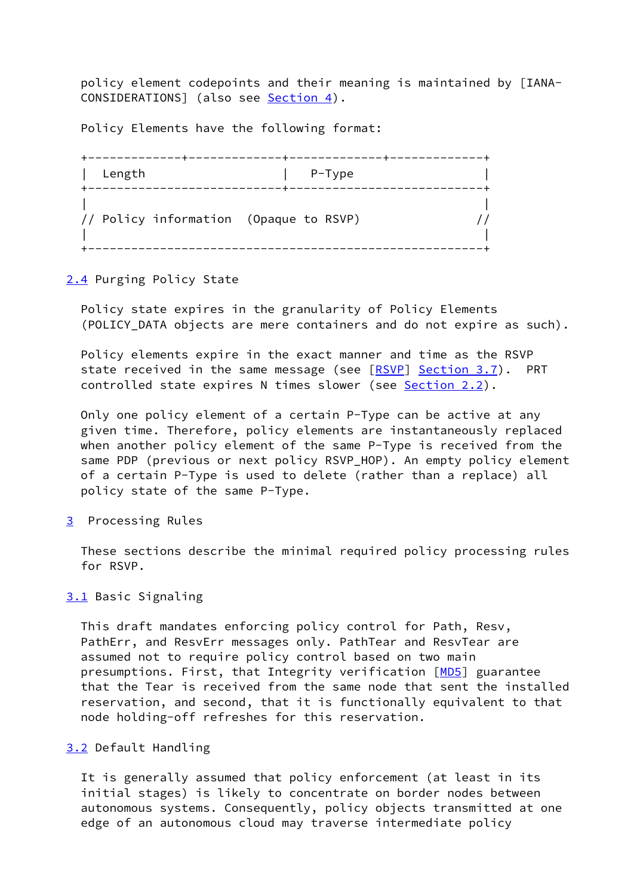policy element codepoints and their meaning is maintained by [IANA-CONSIDERATIONS] (also see Section 4).

Policy Elements have the following format:

```
+-------------+-------------+-------------+-------------+
|  Length                   |   P-Type                  |
+---------------------------+---------------------------+
|                                                       |
// Policy information  (Opaque to RSVP)                //
|                                                       |
+-------------------------------------------------------+
```

## 2.4 Purging Policy State

Policy state expires in the granularity of Policy Elements (POLICY_DATA objects are mere containers and do not expire as such).

Policy elements expire in the exact manner and time as the RSVP state received in the same message (see [RSVP] Section 3.7). PRT controlled state expires N times slower (see Section 2.2).

Only one policy element of a certain P-Type can be active at any given time. Therefore, policy elements are instantaneously replaced when another policy element of the same P-Type is received from the same PDP (previous or next policy RSVP_HOP). An empty policy element of a certain P-Type is used to delete (rather than a replace) all policy state of the same P-Type.

# 3 Processing Rules

These sections describe the minimal required policy processing rules for RSVP.

## 3.1 Basic Signaling

This draft mandates enforcing policy control for Path, Resv, PathErr, and ResvErr messages only. PathTear and ResvTear are assumed not to require policy control based on two main presumptions. First, that Integrity verification [MD5] guarantee that the Tear is received from the same node that sent the installed reservation, and second, that it is functionally equivalent to that node holding-off refreshes for this reservation.

## 3.2 Default Handling

It is generally assumed that policy enforcement (at least in its initial stages) is likely to concentrate on border nodes between autonomous systems. Consequently, policy objects transmitted at one edge of an autonomous cloud may traverse intermediate policy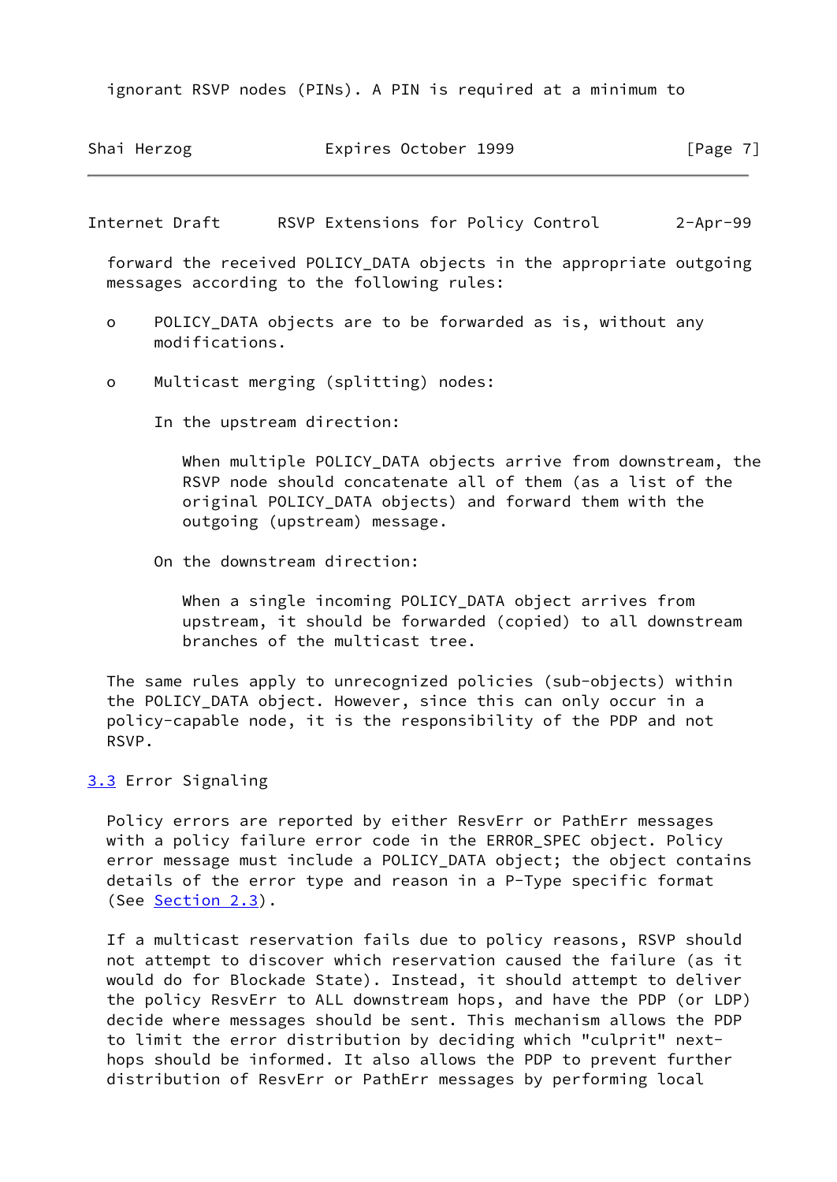ignorant RSVP nodes (PINs). A PIN is required at a minimum to forward the received POLICY_DATA objects in the appropriate outgoing messages according to the following rules:

- POLICY_DATA objects are to be forwarded as is, without any modifications.

- Multicast merging (splitting) nodes:

  In the upstream direction:

  When multiple POLICY_DATA objects arrive from downstream, the RSVP node should concatenate all of them (as a list of the original POLICY_DATA objects) and forward them with the outgoing (upstream) message.

  On the downstream direction:

  When a single incoming POLICY_DATA object arrives from upstream, it should be forwarded (copied) to all downstream branches of the multicast tree.

The same rules apply to unrecognized policies (sub-objects) within the POLICY_DATA object. However, since this can only occur in a policy-capable node, it is the responsibility of the PDP and not RSVP.

## 3.3 Error Signaling

Policy errors are reported by either ResvErr or PathErr messages with a policy failure error code in the ERROR_SPEC object. Policy error message must include a POLICY_DATA object; the object contains details of the error type and reason in a P-Type specific format (See Section 2.3).

If a multicast reservation fails due to policy reasons, RSVP should not attempt to discover which reservation caused the failure (as it would do for Blockade State). Instead, it should attempt to deliver the policy ResvErr to ALL downstream hops, and have the PDP (or LDP) decide where messages should be sent. This mechanism allows the PDP to limit the error distribution by deciding which "culprit" next-hops should be informed. It also allows the PDP to prevent further distribution of ResvErr or PathErr messages by performing local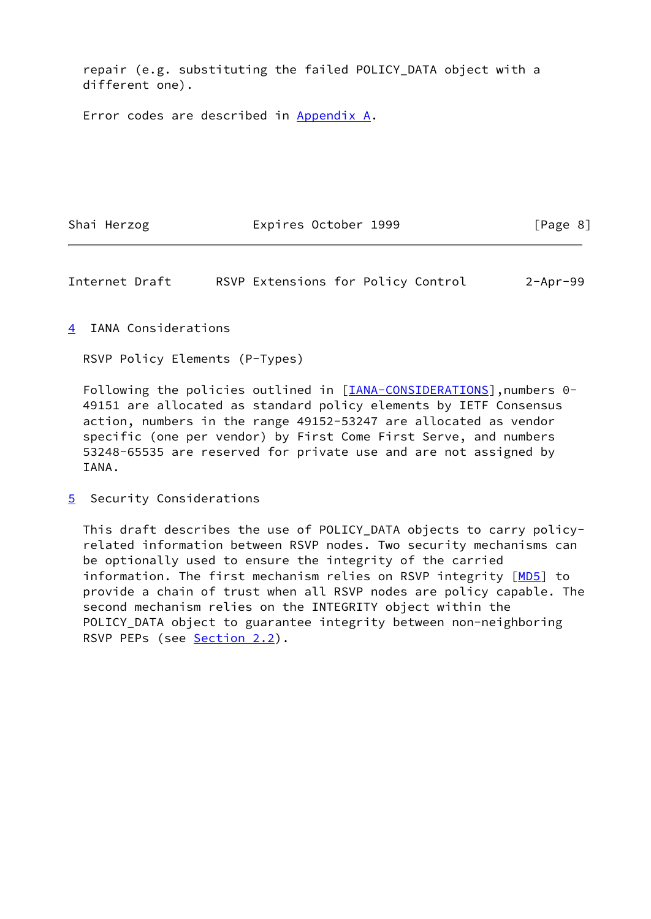repair (e.g. substituting the failed POLICY_DATA object with a different one).

Error codes are described in Appendix A.

# 4 IANA Considerations

RSVP Policy Elements (P-Types)

Following the policies outlined in [IANA-CONSIDERATIONS],numbers 0-49151 are allocated as standard policy elements by IETF Consensus action, numbers in the range 49152-53247 are allocated as vendor specific (one per vendor) by First Come First Serve, and numbers 53248-65535 are reserved for private use and are not assigned by IANA.

# 5 Security Considerations

This draft describes the use of POLICY_DATA objects to carry policy-related information between RSVP nodes. Two security mechanisms can be optionally used to ensure the integrity of the carried information. The first mechanism relies on RSVP integrity [MD5] to provide a chain of trust when all RSVP nodes are policy capable. The second mechanism relies on the INTEGRITY object within the POLICY_DATA object to guarantee integrity between non-neighboring RSVP PEPs (see Section 2.2).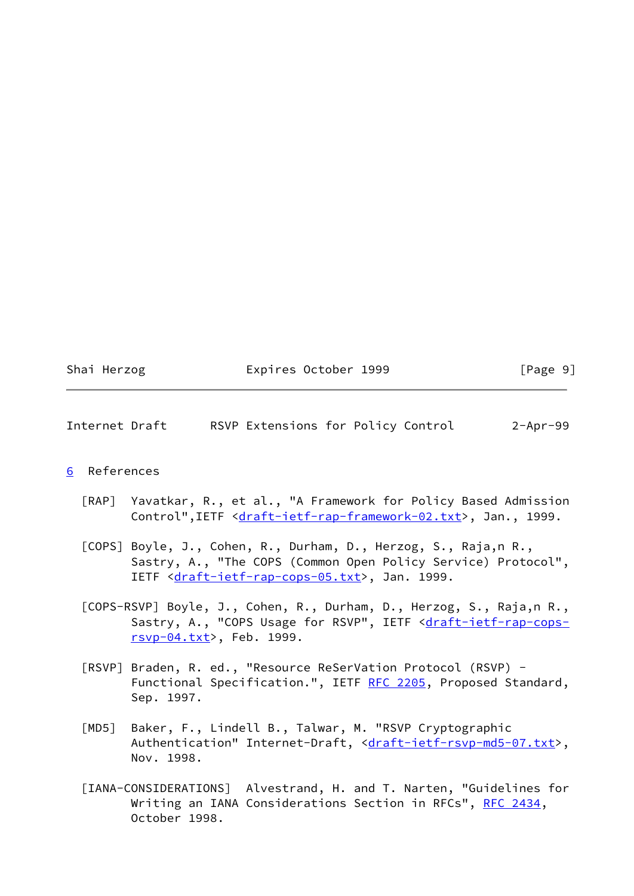# 6 References

[RAP] Yavatkar, R., et al., "A Framework for Policy Based Admission Control",IETF <draft-ietf-rap-framework-02.txt>, Jan., 1999.

[COPS] Boyle, J., Cohen, R., Durham, D., Herzog, S., Raja,n R., Sastry, A., "The COPS (Common Open Policy Service) Protocol", IETF <draft-ietf-rap-cops-05.txt>, Jan. 1999.

[COPS-RSVP] Boyle, J., Cohen, R., Durham, D., Herzog, S., Raja,n R., Sastry, A., "COPS Usage for RSVP", IETF <draft-ietf-rap-cops-rsvp-04.txt>, Feb. 1999.

[RSVP] Braden, R. ed., "Resource ReSerVation Protocol (RSVP) - Functional Specification.", IETF RFC 2205, Proposed Standard, Sep. 1997.

[MD5] Baker, F., Lindell B., Talwar, M. "RSVP Cryptographic Authentication" Internet-Draft, <draft-ietf-rsvp-md5-07.txt>, Nov. 1998.

[IANA-CONSIDERATIONS] Alvestrand, H. and T. Narten, "Guidelines for Writing an IANA Considerations Section in RFCs", RFC 2434, October 1998.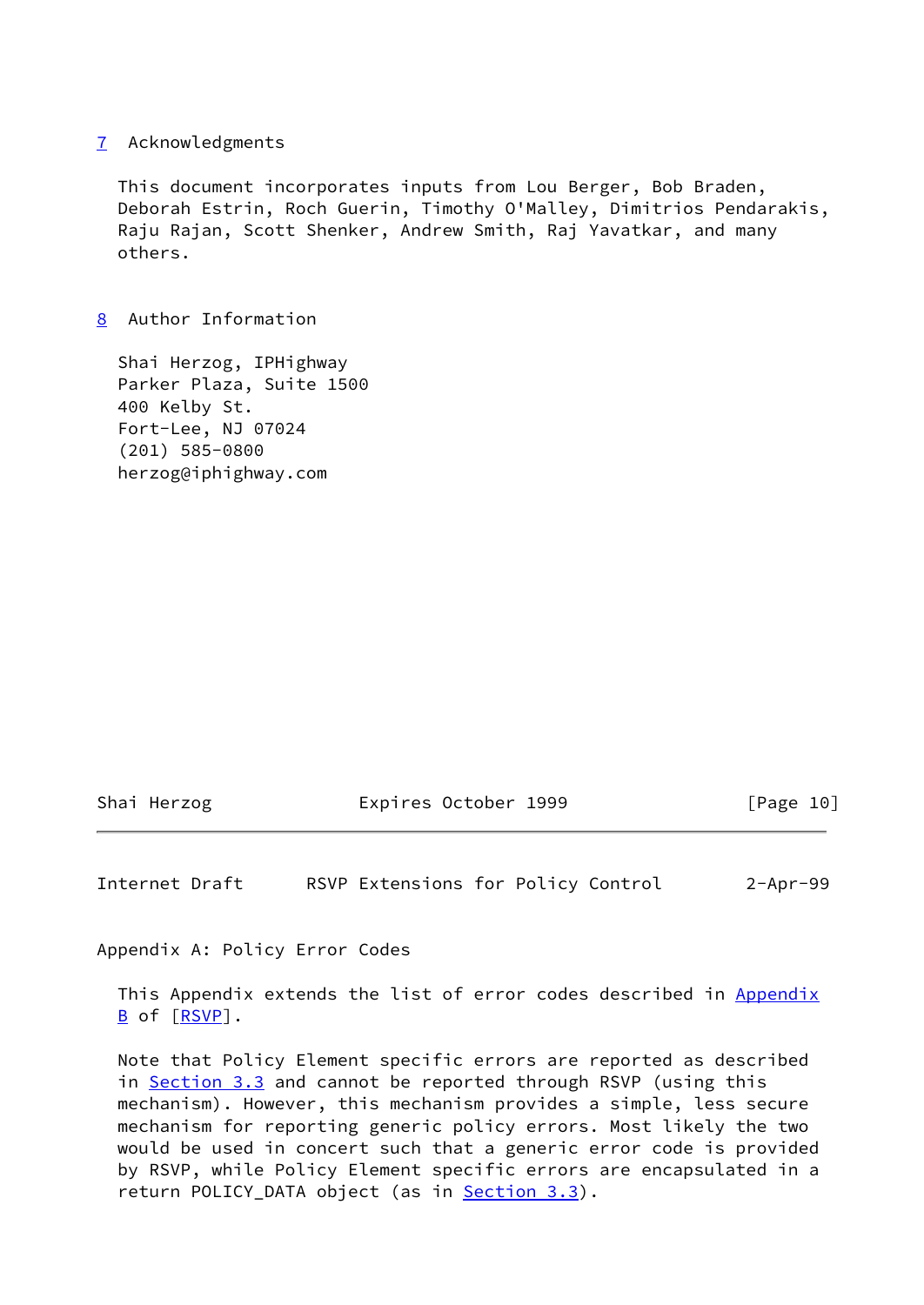## 7 Acknowledgments

This document incorporates inputs from Lou Berger, Bob Braden, Deborah Estrin, Roch Guerin, Timothy O'Malley, Dimitrios Pendarakis, Raju Rajan, Scott Shenker, Andrew Smith, Raj Yavatkar, and many others.

## 8 Author Information

Shai Herzog, IPHighway  
Parker Plaza, Suite 1500  
400 Kelby St.  
Fort-Lee, NJ 07024  
(201) 585-0800  
herzog@iphighway.com

## Appendix A: Policy Error Codes

This Appendix extends the list of error codes described in Appendix B of [RSVP].

Note that Policy Element specific errors are reported as described in Section 3.3 and cannot be reported through RSVP (using this mechanism). However, this mechanism provides a simple, less secure mechanism for reporting generic policy errors. Most likely the two would be used in concert such that a generic error code is provided by RSVP, while Policy Element specific errors are encapsulated in a return POLICY_DATA object (as in Section 3.3).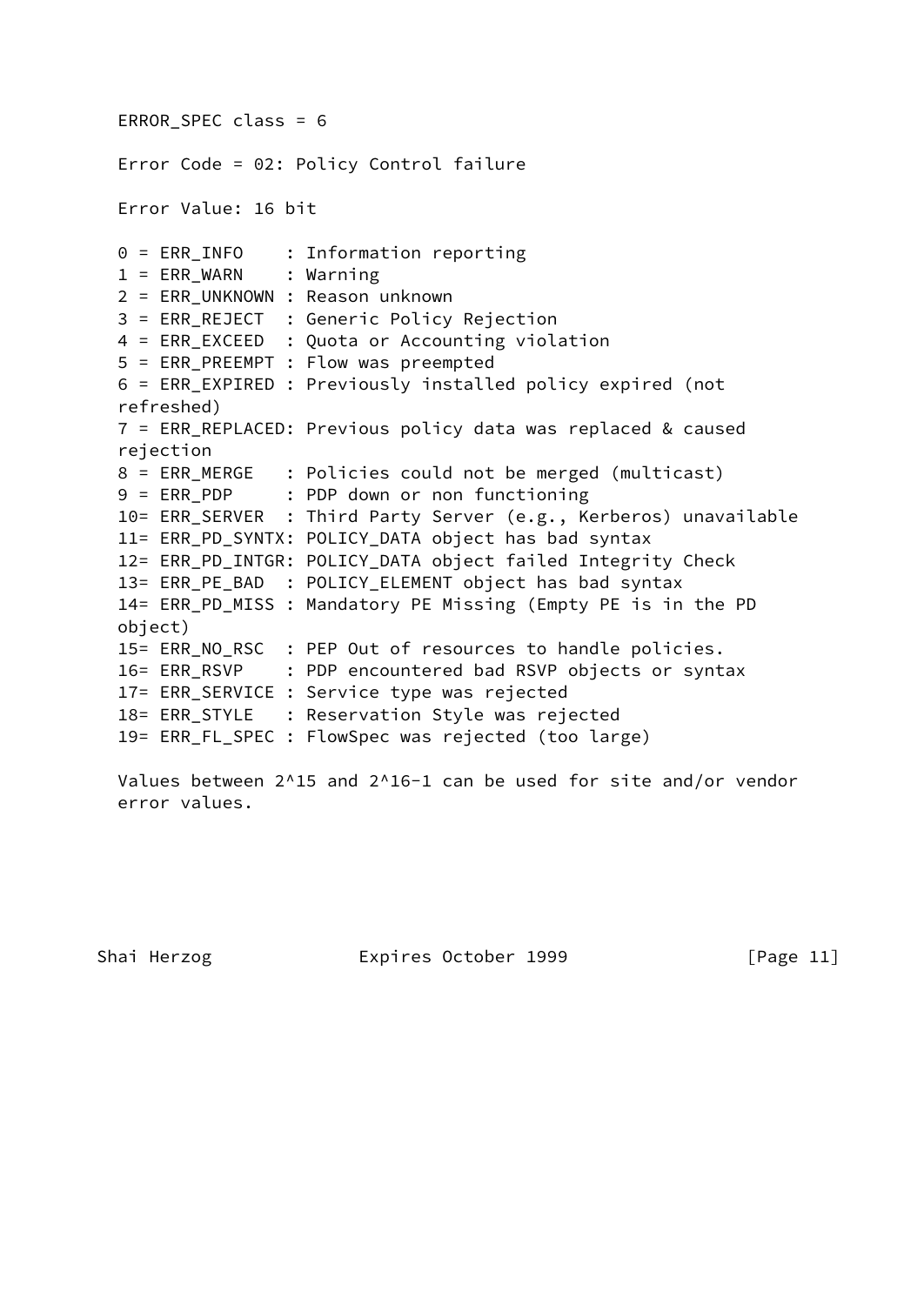ERROR_SPEC class = 6

Error Code = 02: Policy Control failure

Error Value: 16 bit

```
0 = ERR_INFO    : Information reporting
1 = ERR_WARN    : Warning
2 = ERR_UNKNOWN : Reason unknown
3 = ERR_REJECT  : Generic Policy Rejection
4 = ERR_EXCEED  : Quota or Accounting violation
5 = ERR_PREEMPT : Flow was preempted
6 = ERR_EXPIRED : Previously installed policy expired (not
refreshed)
7 = ERR_REPLACED: Previous policy data was replaced & caused
rejection
8 = ERR_MERGE   : Policies could not be merged (multicast)
9 = ERR_PDP     : PDP down or non functioning
10= ERR_SERVER  : Third Party Server (e.g., Kerberos) unavailable
11= ERR_PD_SYNTX: POLICY_DATA object has bad syntax
12= ERR_PD_INTGR: POLICY_DATA object failed Integrity Check
13= ERR_PE_BAD  : POLICY_ELEMENT object has bad syntax
14= ERR_PD_MISS : Mandatory PE Missing (Empty PE is in the PD
object)
15= ERR_NO_RSC  : PEP Out of resources to handle policies.
16= ERR_RSVP    : PDP encountered bad RSVP objects or syntax
17= ERR_SERVICE : Service type was rejected
18= ERR_STYLE   : Reservation Style was rejected
19= ERR_FL_SPEC : FlowSpec was rejected (too large)
```

Values between $2^{15}$ and $2^{16}-1$ can be used for site and/or vendor error values.